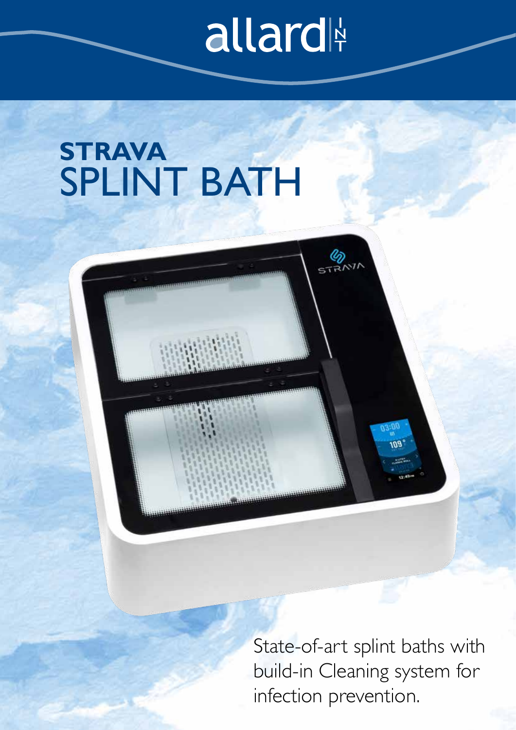allard

# STRAVA
# SPLINT BATH

State-of-art splint baths with build-in Cleaning system for infection prevention.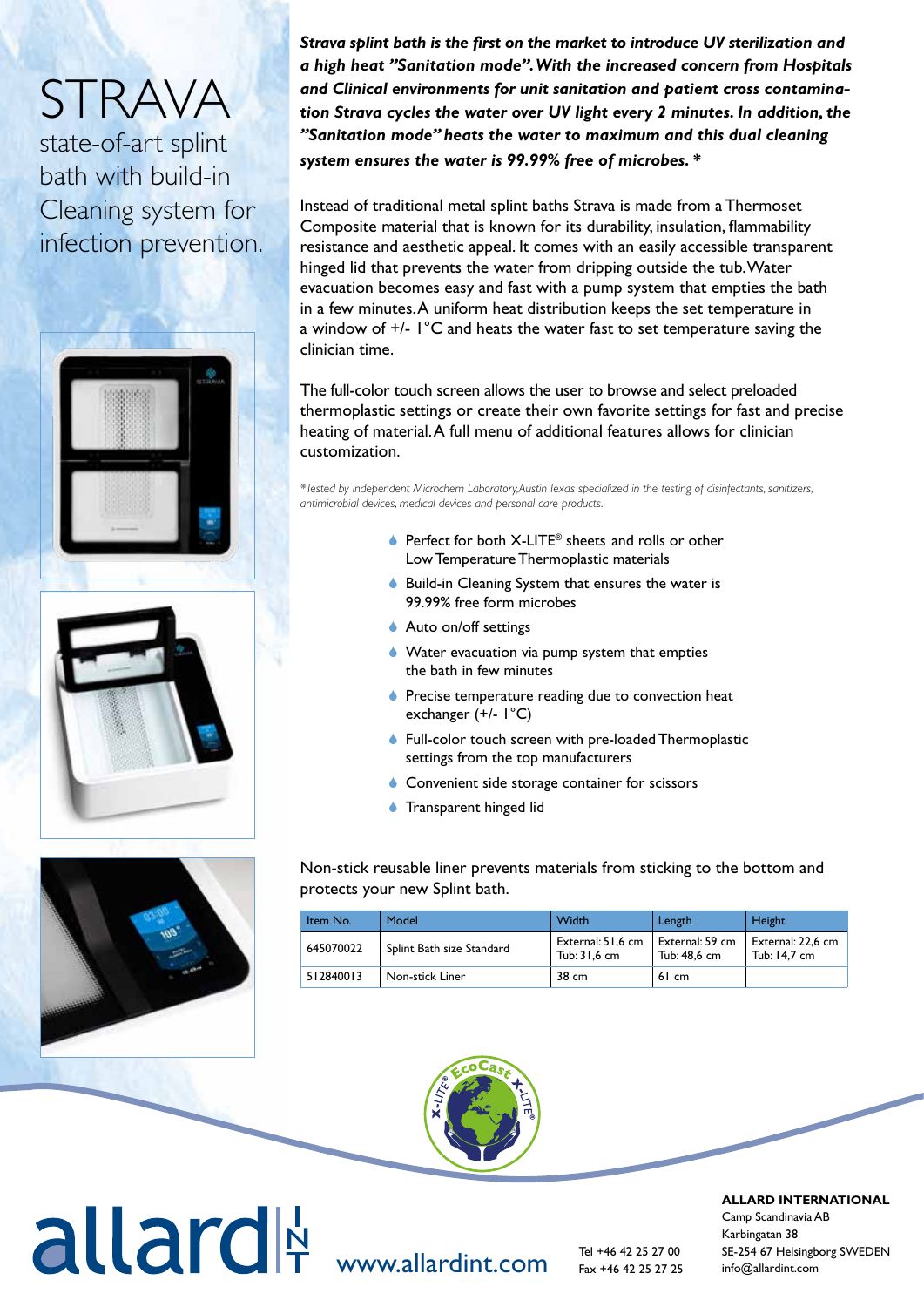# STRAVA

state-of-art splint bath with build-in Cleaning system for infection prevention.

***Strava splint bath is the first on the market to introduce UV sterilization and a high heat "Sanitation mode". With the increased concern from Hospitals and Clinical environments for unit sanitation and patient cross contamination Strava cycles the water over UV light every 2 minutes. In addition, the "Sanitation mode" heats the water to maximum and this dual cleaning system ensures the water is 99.99% free of microbes. ****

Instead of traditional metal splint baths Strava is made from a Thermoset Composite material that is known for its durability, insulation, flammability resistance and aesthetic appeal. It comes with an easily accessible transparent hinged lid that prevents the water from dripping outside the tub. Water evacuation becomes easy and fast with a pump system that empties the bath in a few minutes. A uniform heat distribution keeps the set temperature in a window of +/- 1°C and heats the water fast to set temperature saving the clinician time.

The full-color touch screen allows the user to browse and select preloaded thermoplastic settings or create their own favorite settings for fast and precise heating of material. A full menu of additional features allows for clinician customization.

*\*Tested by independent Microchem Laboratory, Austin Texas specialized in the testing of disinfectants, sanitizers, antimicrobial devices, medical devices and personal care products.*

- Perfect for both X-LITE® sheets and rolls or other Low Temperature Thermoplastic materials
- Build-in Cleaning System that ensures the water is 99.99% free form microbes
- Auto on/off settings
- Water evacuation via pump system that empties the bath in few minutes
- Precise temperature reading due to convection heat exchanger (+/- 1°C)
- Full-color touch screen with pre-loaded Thermoplastic settings from the top manufacturers
- Convenient side storage container for scissors
- Transparent hinged lid

Non-stick reusable liner prevents materials from sticking to the bottom and protects your new Splint bath.

| Item No. | Model | Width | Length | Height |
|---|---|---|---|---|
| 645070022 | Splint Bath size Standard | External: 51,6 cm<br>Tub: 31,6 cm | External: 59 cm<br>Tub: 48,6 cm | External: 22,6 cm<br>Tub: 14,7 cm |
| 512840013 | Non-stick Liner | 38 cm | 61 cm | |

allard INT

www.allardint.com

Tel +46 42 25 27 00
Fax +46 42 25 27 25

**ALLARD INTERNATIONAL**
Camp Scandinavia AB
Karbingatan 38
SE-254 67 Helsingborg SWEDEN
info@allardint.com